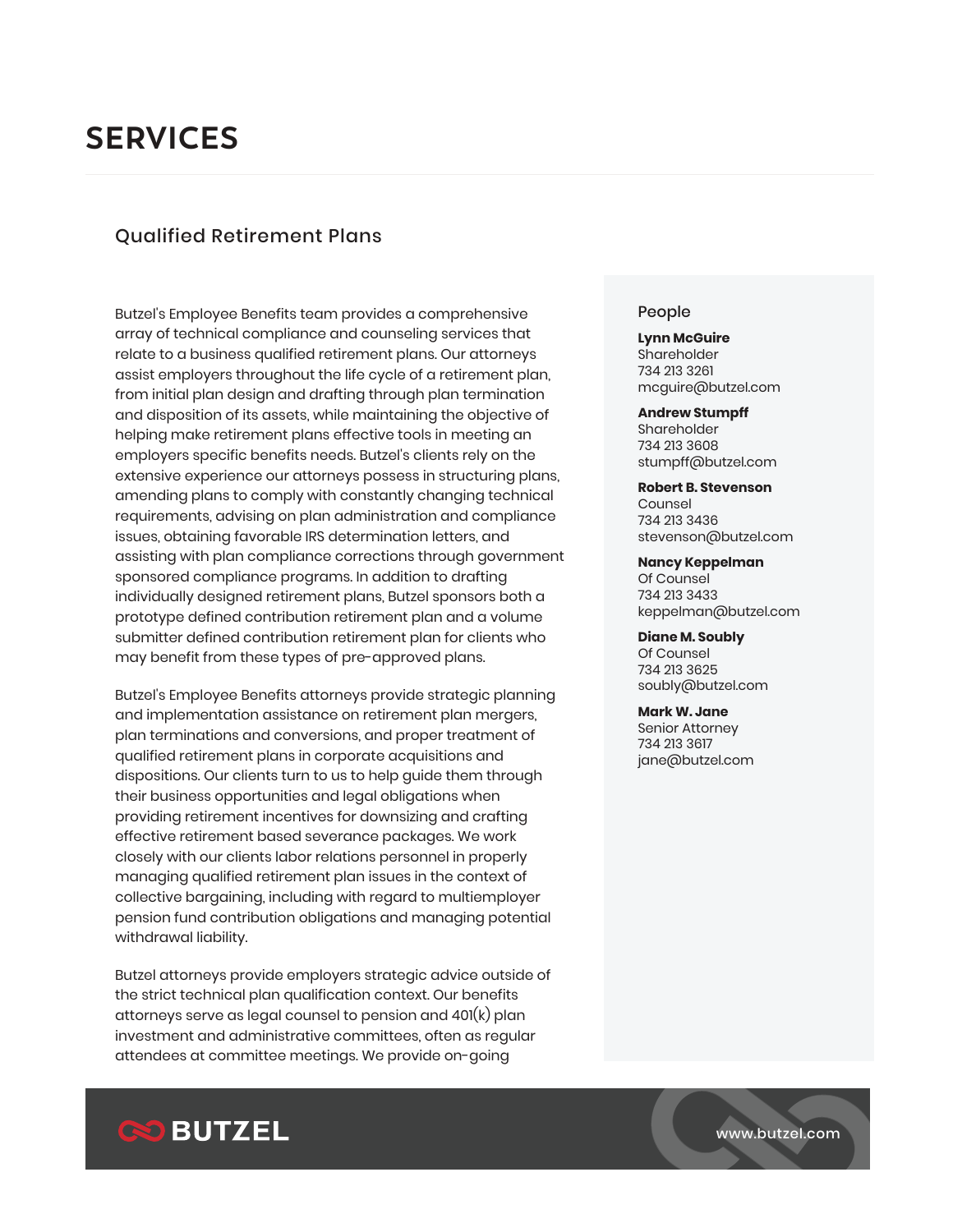# SERVICES

## Qualified Retirement Plans

Butzel's Employee Benefits team provides a comprehensive array of technical compliance and counseling services that relate to a business qualified retirement plans. Our attorneys assist employers throughout the life cycle of a retirement plan, from initial plan design and drafting through plan termination and disposition of its assets, while maintaining the objective of helping make retirement plans effective tools in meeting an employers specific benefits needs. Butzel's clients rely on the extensive experience our attorneys possess in structuring plans, amending plans to comply with constantly changing technical requirements, advising on plan administration and compliance issues, obtaining favorable IRS determination letters, and assisting with plan compliance corrections through government sponsored compliance programs. In addition to drafting individually designed retirement plans, Butzel sponsors both a prototype defined contribution retirement plan and a volume submitter defined contribution retirement plan for clients who may benefit from these types of pre-approved plans.

Butzel's Employee Benefits attorneys provide strategic planning and implementation assistance on retirement plan mergers, plan terminations and conversions, and proper treatment of qualified retirement plans in corporate acquisitions and dispositions. Our clients turn to us to help guide them through their business opportunities and legal obligations when providing retirement incentives for downsizing and crafting effective retirement based severance packages. We work closely with our clients labor relations personnel in properly managing qualified retirement plan issues in the context of collective bargaining, including with regard to multiemployer pension fund contribution obligations and managing potential withdrawal liability.

Butzel attorneys provide employers strategic advice outside of the strict technical plan qualification context. Our benefits attorneys serve as legal counsel to pension and 401(k) plan investment and administrative committees, often as regular attendees at committee meetings. We provide on-going

### People

**Lynn McGuire**
Shareholder
734 213 3261
mcguire@butzel.com

**Andrew Stumpff**
Shareholder
734 213 3608
stumpff@butzel.com

**Robert B. Stevenson**
Counsel
734 213 3436
stevenson@butzel.com

**Nancy Keppelman**
Of Counsel
734 213 3433
keppelman@butzel.com

**Diane M. Soubly**
Of Counsel
734 213 3625
soubly@butzel.com

**Mark W. Jane**
Senior Attorney
734 213 3617
jane@butzel.com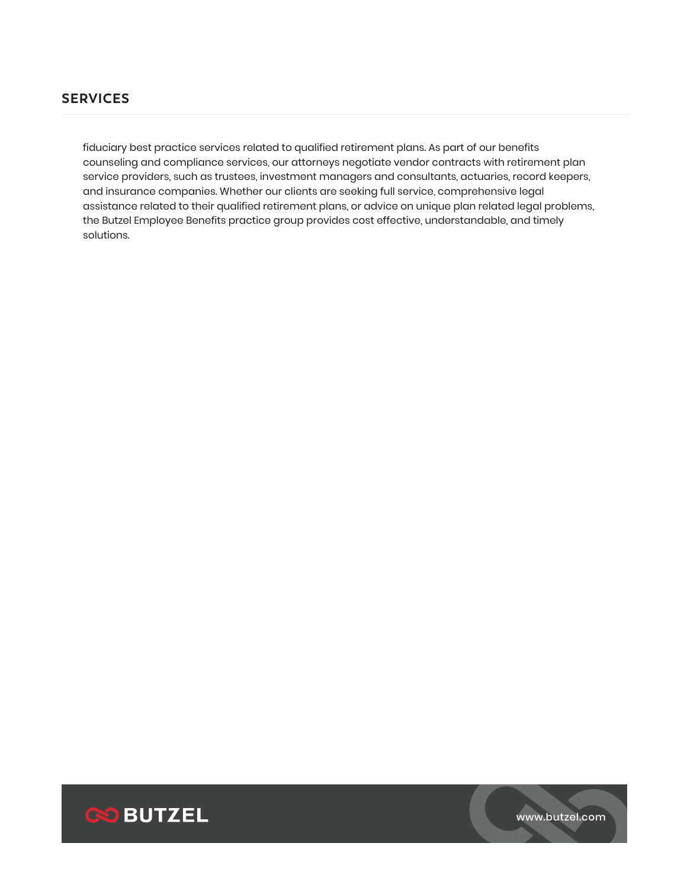## SERVICES

fiduciary best practice services related to qualified retirement plans. As part of our benefits counseling and compliance services, our attorneys negotiate vendor contracts with retirement plan service providers, such as trustees, investment managers and consultants, actuaries, record keepers, and insurance companies. Whether our clients are seeking full service, comprehensive legal assistance related to their qualified retirement plans, or advice on unique plan related legal problems, the Butzel Employee Benefits practice group provides cost effective, understandable, and timely solutions.